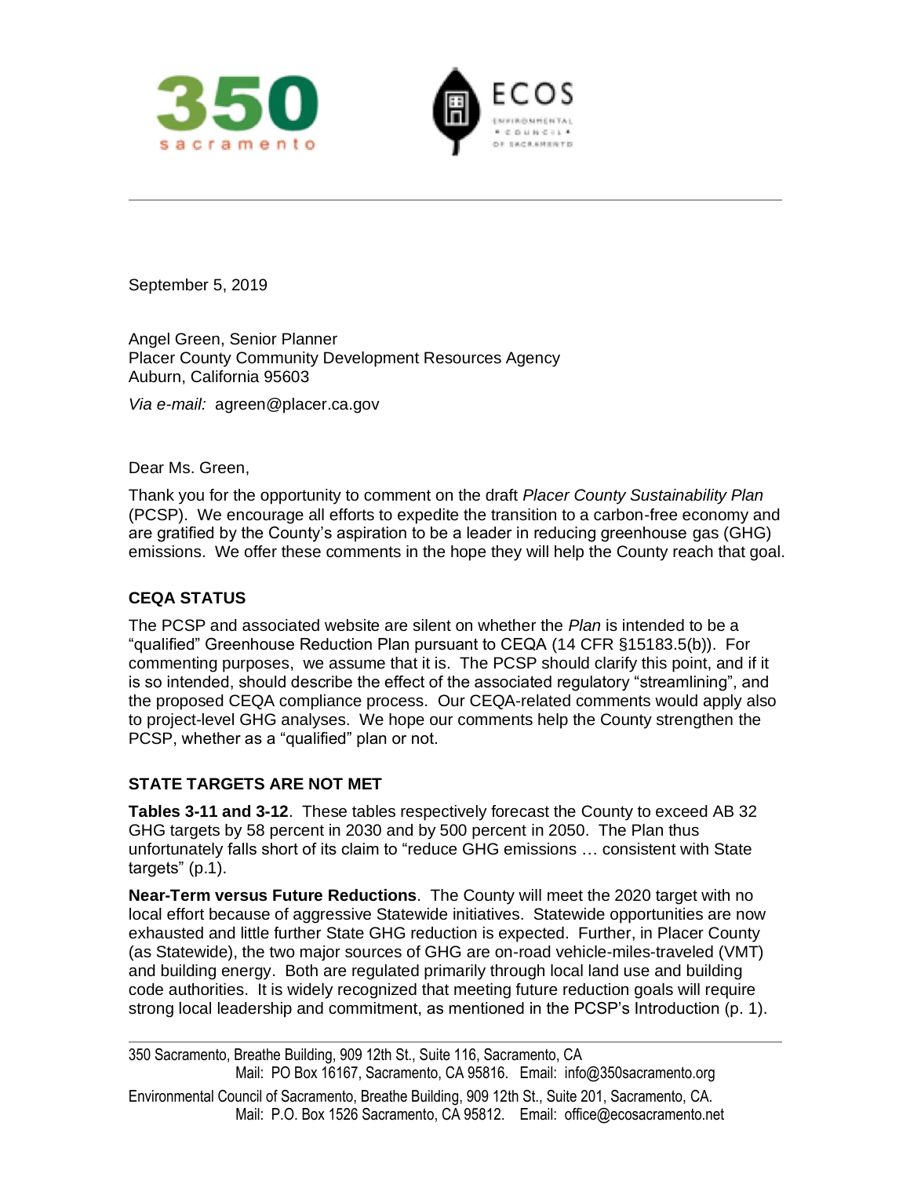September 5, 2019

Angel Green, Senior Planner
Placer County Community Development Resources Agency
Auburn, California 95603

*Via e-mail:* agreen@placer.ca.gov

Dear Ms. Green,

Thank you for the opportunity to comment on the draft *Placer County Sustainability Plan* (PCSP). We encourage all efforts to expedite the transition to a carbon-free economy and are gratified by the County's aspiration to be a leader in reducing greenhouse gas (GHG) emissions. We offer these comments in the hope they will help the County reach that goal.

## CEQA STATUS

The PCSP and associated website are silent on whether the *Plan* is intended to be a "qualified" Greenhouse Reduction Plan pursuant to CEQA (14 CFR §15183.5(b)). For commenting purposes, we assume that it is. The PCSP should clarify this point, and if it is so intended, should describe the effect of the associated regulatory "streamlining", and the proposed CEQA compliance process. Our CEQA-related comments would apply also to project-level GHG analyses. We hope our comments help the County strengthen the PCSP, whether as a "qualified" plan or not.

## STATE TARGETS ARE NOT MET

**Tables 3-11 and 3-12**. These tables respectively forecast the County to exceed AB 32 GHG targets by 58 percent in 2030 and by 500 percent in 2050. The Plan thus unfortunately falls short of its claim to "reduce GHG emissions … consistent with State targets" (p.1).

**Near-Term versus Future Reductions**. The County will meet the 2020 target with no local effort because of aggressive Statewide initiatives. Statewide opportunities are now exhausted and little further State GHG reduction is expected. Further, in Placer County (as Statewide), the two major sources of GHG are on-road vehicle-miles-traveled (VMT) and building energy. Both are regulated primarily through local land use and building code authorities. It is widely recognized that meeting future reduction goals will require strong local leadership and commitment, as mentioned in the PCSP's Introduction (p. 1).

---

350 Sacramento, Breathe Building, 909 12th St., Suite 116, Sacramento, CA
Mail: PO Box 16167, Sacramento, CA 95816. Email: info@350sacramento.org

Environmental Council of Sacramento, Breathe Building, 909 12th St., Suite 201, Sacramento, CA.
Mail: P.O. Box 1526 Sacramento, CA 95812. Email: office@ecosacramento.net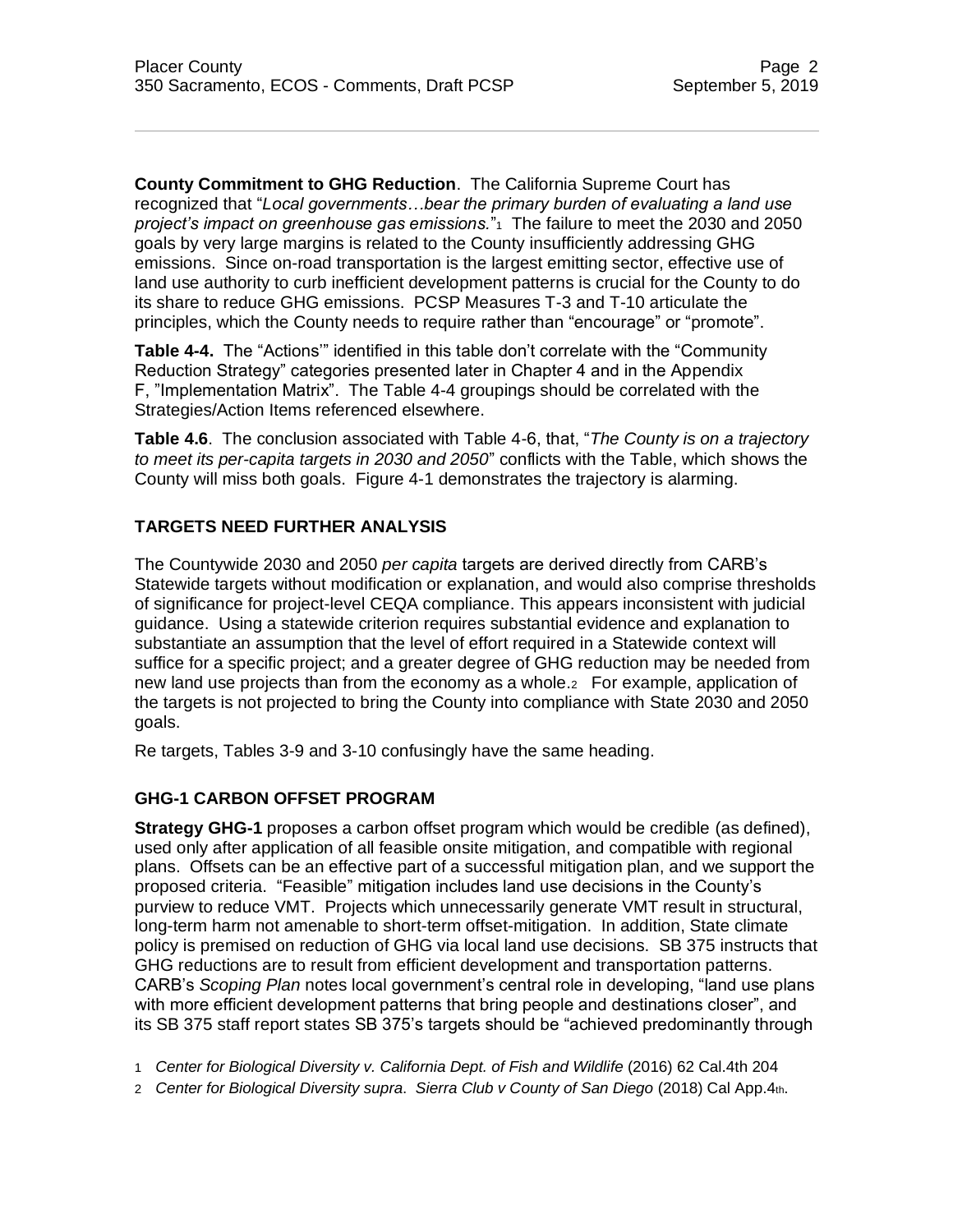**County Commitment to GHG Reduction**. The California Supreme Court has recognized that "*Local governments…bear the primary burden of evaluating a land use project's impact on greenhouse gas emissions.*"[1] The failure to meet the 2030 and 2050 goals by very large margins is related to the County insufficiently addressing GHG emissions. Since on-road transportation is the largest emitting sector, effective use of land use authority to curb inefficient development patterns is crucial for the County to do its share to reduce GHG emissions. PCSP Measures T-3 and T-10 articulate the principles, which the County needs to require rather than "encourage" or "promote".

**Table 4-4.** The "Actions'" identified in this table don't correlate with the "Community Reduction Strategy" categories presented later in Chapter 4 and in the Appendix F, "Implementation Matrix". The Table 4-4 groupings should be correlated with the Strategies/Action Items referenced elsewhere.

**Table 4.6**. The conclusion associated with Table 4-6, that, "*The County is on a trajectory to meet its per-capita targets in 2030 and 2050*" conflicts with the Table, which shows the County will miss both goals. Figure 4-1 demonstrates the trajectory is alarming.

## TARGETS NEED FURTHER ANALYSIS

The Countywide 2030 and 2050 *per capita* targets are derived directly from CARB's Statewide targets without modification or explanation, and would also comprise thresholds of significance for project-level CEQA compliance. This appears inconsistent with judicial guidance. Using a statewide criterion requires substantial evidence and explanation to substantiate an assumption that the level of effort required in a Statewide context will suffice for a specific project; and a greater degree of GHG reduction may be needed from new land use projects than from the economy as a whole.[2] For example, application of the targets is not projected to bring the County into compliance with State 2030 and 2050 goals.

Re targets, Tables 3-9 and 3-10 confusingly have the same heading.

## GHG-1 CARBON OFFSET PROGRAM

**Strategy GHG-1** proposes a carbon offset program which would be credible (as defined), used only after application of all feasible onsite mitigation, and compatible with regional plans. Offsets can be an effective part of a successful mitigation plan, and we support the proposed criteria. "Feasible" mitigation includes land use decisions in the County's purview to reduce VMT. Projects which unnecessarily generate VMT result in structural, long-term harm not amenable to short-term offset-mitigation. In addition, State climate policy is premised on reduction of GHG via local land use decisions. SB 375 instructs that GHG reductions are to result from efficient development and transportation patterns. CARB's *Scoping Plan* notes local government's central role in developing, "land use plans with more efficient development patterns that bring people and destinations closer", and its SB 375 staff report states SB 375's targets should be "achieved predominantly through

[1] *Center for Biological Diversity v. California Dept. of Fish and Wildlife* (2016) 62 Cal.4th 204

[2] *Center for Biological Diversity supra*. *Sierra Club v County of San Diego* (2018) Cal App.4th.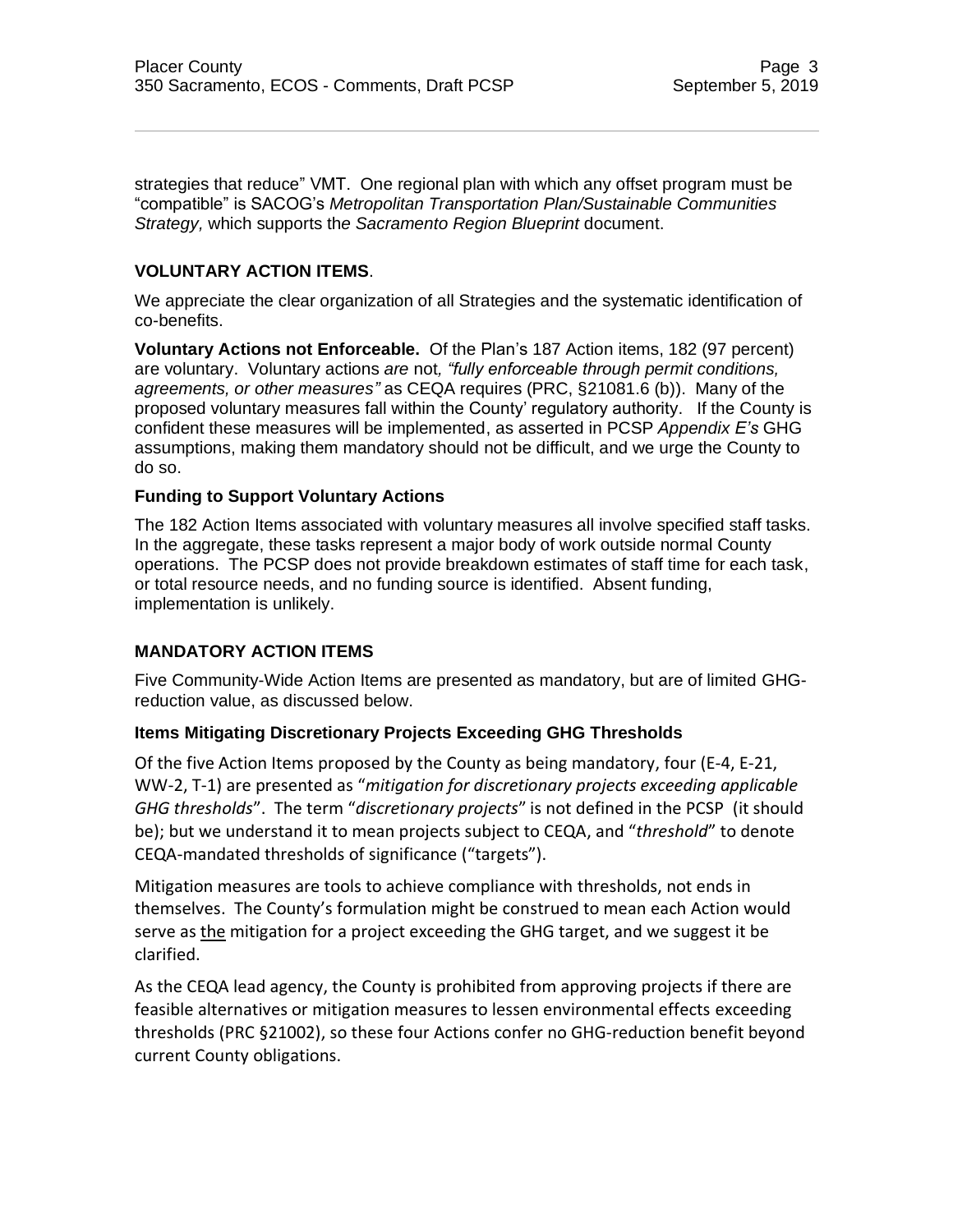strategies that reduce" VMT. One regional plan with which any offset program must be "compatible" is SACOG's *Metropolitan Transportation Plan/Sustainable Communities Strategy,* which supports the *Sacramento Region Blueprint* document.

## VOLUNTARY ACTION ITEMS.

We appreciate the clear organization of all Strategies and the systematic identification of co-benefits.

**Voluntary Actions not Enforceable.** Of the Plan's 187 Action items, 182 (97 percent) are voluntary. Voluntary actions *are* not*, "fully enforceable through permit conditions, agreements, or other measures"* as CEQA requires (PRC, §21081.6 (b)). Many of the proposed voluntary measures fall within the County' regulatory authority. If the County is confident these measures will be implemented, as asserted in PCSP *Appendix E's* GHG assumptions, making them mandatory should not be difficult, and we urge the County to do so.

### Funding to Support Voluntary Actions

The 182 Action Items associated with voluntary measures all involve specified staff tasks. In the aggregate, these tasks represent a major body of work outside normal County operations. The PCSP does not provide breakdown estimates of staff time for each task, or total resource needs, and no funding source is identified. Absent funding, implementation is unlikely.

## MANDATORY ACTION ITEMS

Five Community-Wide Action Items are presented as mandatory, but are of limited GHG-reduction value, as discussed below.

### Items Mitigating Discretionary Projects Exceeding GHG Thresholds

Of the five Action Items proposed by the County as being mandatory, four (E-4, E-21, WW-2, T-1) are presented as "*mitigation for discretionary projects exceeding applicable GHG thresholds*". The term "*discretionary projects*" is not defined in the PCSP (it should be); but we understand it to mean projects subject to CEQA, and "*threshold*" to denote CEQA-mandated thresholds of significance ("targets").

Mitigation measures are tools to achieve compliance with thresholds, not ends in themselves. The County's formulation might be construed to mean each Action would serve as <u>the</u> mitigation for a project exceeding the GHG target, and we suggest it be clarified.

As the CEQA lead agency, the County is prohibited from approving projects if there are feasible alternatives or mitigation measures to lessen environmental effects exceeding thresholds (PRC §21002), so these four Actions confer no GHG-reduction benefit beyond current County obligations.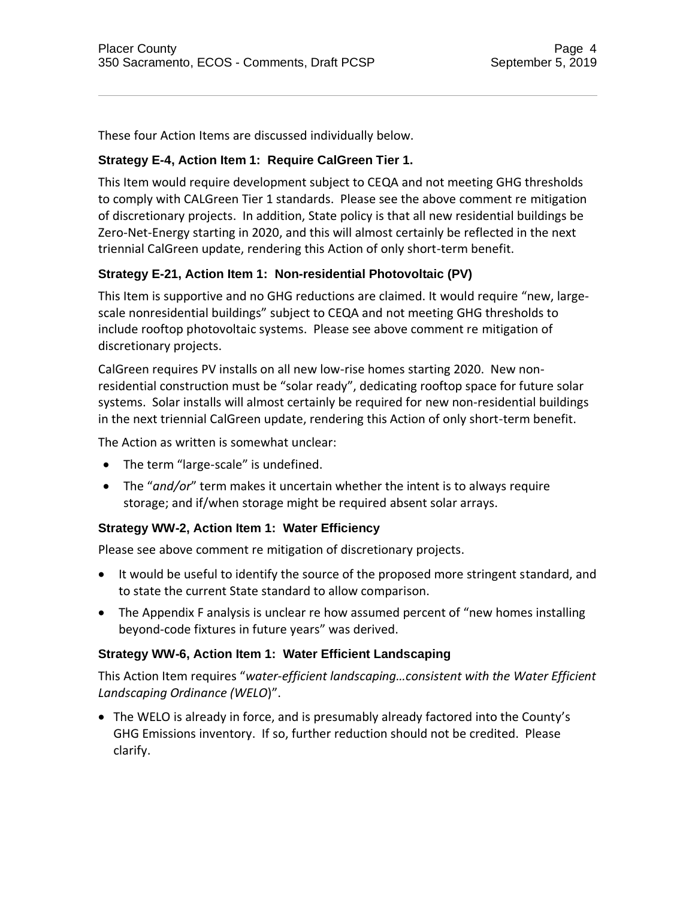These four Action Items are discussed individually below.

### Strategy E-4, Action Item 1: Require CalGreen Tier 1.

This Item would require development subject to CEQA and not meeting GHG thresholds to comply with CALGreen Tier 1 standards. Please see the above comment re mitigation of discretionary projects. In addition, State policy is that all new residential buildings be Zero-Net-Energy starting in 2020, and this will almost certainly be reflected in the next triennial CalGreen update, rendering this Action of only short-term benefit.

### Strategy E-21, Action Item 1: Non-residential Photovoltaic (PV)

This Item is supportive and no GHG reductions are claimed. It would require "new, large-scale nonresidential buildings" subject to CEQA and not meeting GHG thresholds to include rooftop photovoltaic systems. Please see above comment re mitigation of discretionary projects.

CalGreen requires PV installs on all new low-rise homes starting 2020. New non-residential construction must be "solar ready", dedicating rooftop space for future solar systems. Solar installs will almost certainly be required for new non-residential buildings in the next triennial CalGreen update, rendering this Action of only short-term benefit.

The Action as written is somewhat unclear:

- The term "large-scale" is undefined.
- The "*and/or*" term makes it uncertain whether the intent is to always require storage; and if/when storage might be required absent solar arrays.

### Strategy WW-2, Action Item 1: Water Efficiency

Please see above comment re mitigation of discretionary projects.

- It would be useful to identify the source of the proposed more stringent standard, and to state the current State standard to allow comparison.
- The Appendix F analysis is unclear re how assumed percent of "new homes installing beyond-code fixtures in future years" was derived.

### Strategy WW-6, Action Item 1: Water Efficient Landscaping

This Action Item requires "*water-efficient landscaping…consistent with the Water Efficient Landscaping Ordinance (WELO*)".

- The WELO is already in force, and is presumably already factored into the County's GHG Emissions inventory. If so, further reduction should not be credited. Please clarify.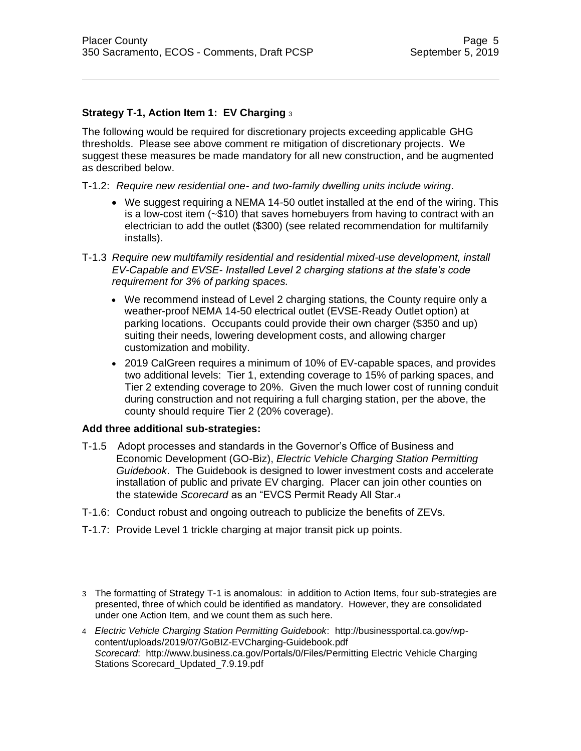**Strategy T-1, Action Item 1: EV Charging** [3]

The following would be required for discretionary projects exceeding applicable GHG thresholds. Please see above comment re mitigation of discretionary projects. We suggest these measures be made mandatory for all new construction, and be augmented as described below.

T-1.2: *Require new residential one- and two-family dwelling units include wiring*.

- We suggest requiring a NEMA 14-50 outlet installed at the end of the wiring. This is a low-cost item (~$10) that saves homebuyers from having to contract with an electrician to add the outlet ($300) (see related recommendation for multifamily installs).

T-1.3 *Require new multifamily residential and residential mixed-use development, install EV-Capable and EVSE- Installed Level 2 charging stations at the state's code requirement for 3% of parking spaces.*

- We recommend instead of Level 2 charging stations, the County require only a weather-proof NEMA 14-50 electrical outlet (EVSE-Ready Outlet option) at parking locations. Occupants could provide their own charger ($350 and up) suiting their needs, lowering development costs, and allowing charger customization and mobility.
- 2019 CalGreen requires a minimum of 10% of EV-capable spaces, and provides two additional levels: Tier 1, extending coverage to 15% of parking spaces, and Tier 2 extending coverage to 20%. Given the much lower cost of running conduit during construction and not requiring a full charging station, per the above, the county should require Tier 2 (20% coverage).

**Add three additional sub-strategies:**

T-1.5 Adopt processes and standards in the Governor's Office of Business and Economic Development (GO-Biz), *Electric Vehicle Charging Station Permitting Guidebook*. The Guidebook is designed to lower investment costs and accelerate installation of public and private EV charging. Placer can join other counties on the statewide *Scorecard* as an "EVCS Permit Ready All Star.[4]

T-1.6: Conduct robust and ongoing outreach to publicize the benefits of ZEVs.

T-1.7: Provide Level 1 trickle charging at major transit pick up points.

---

[3] The formatting of Strategy T-1 is anomalous: in addition to Action Items, four sub-strategies are presented, three of which could be identified as mandatory. However, they are consolidated under one Action Item, and we count them as such here.

[4] *Electric Vehicle Charging Station Permitting Guidebook*: http://businessportal.ca.gov/wp-content/uploads/2019/07/GoBIZ-EVCharging-Guidebook.pdf
*Scorecard*: http://www.business.ca.gov/Portals/0/Files/Permitting Electric Vehicle Charging Stations Scorecard_Updated_7.9.19.pdf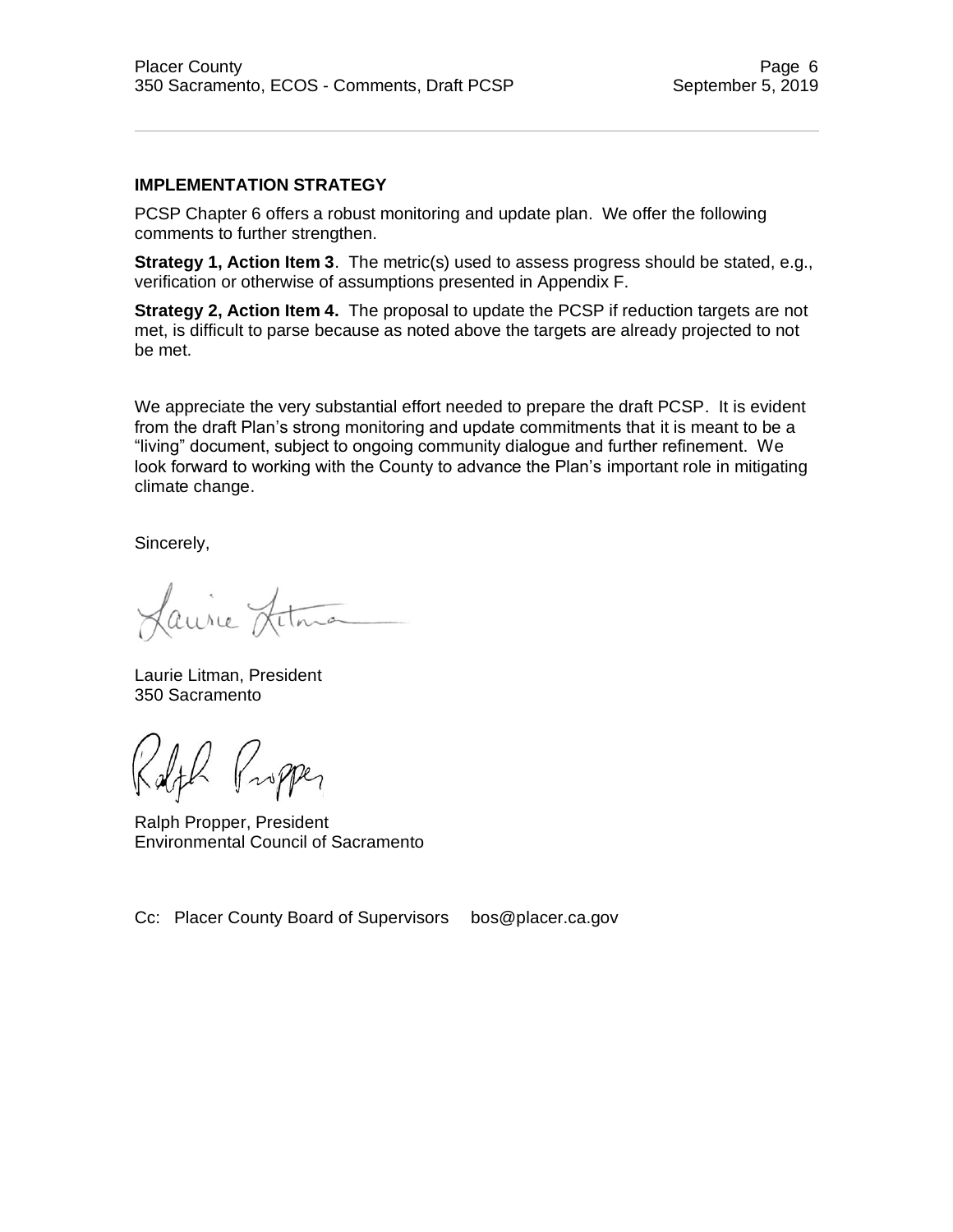## IMPLEMENTATION STRATEGY

PCSP Chapter 6 offers a robust monitoring and update plan. We offer the following comments to further strengthen.

**Strategy 1, Action Item 3**. The metric(s) used to assess progress should be stated, e.g., verification or otherwise of assumptions presented in Appendix F.

**Strategy 2, Action Item 4.** The proposal to update the PCSP if reduction targets are not met, is difficult to parse because as noted above the targets are already projected to not be met.

We appreciate the very substantial effort needed to prepare the draft PCSP. It is evident from the draft Plan's strong monitoring and update commitments that it is meant to be a "living" document, subject to ongoing community dialogue and further refinement. We look forward to working with the County to advance the Plan's important role in mitigating climate change.

Sincerely,

Laurie Litman, President
350 Sacramento

Ralph Propper, President
Environmental Council of Sacramento

Cc: Placer County Board of Supervisors bos@placer.ca.gov